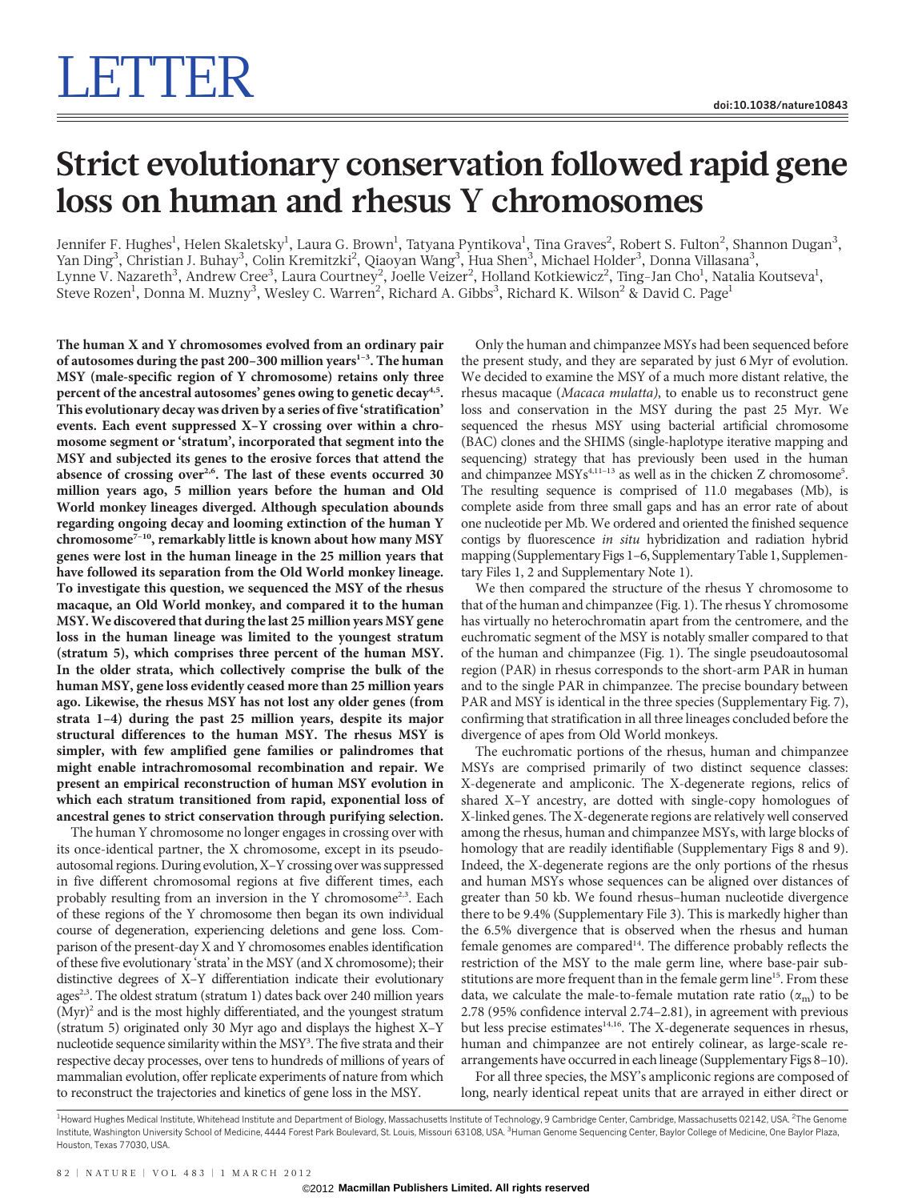# LETTER

doi:10.1038/nature10843

# Strict evolutionary conservation followed rapid gene loss on human and rhesus Y chromosomes

Jennifer F. Hughes[1], Helen Skaletsky[1], Laura G. Brown[1], Tatyana Pyntikova[1], Tina Graves[2], Robert S. Fulton[2], Shannon Dugan[3], Yan Ding[3], Christian J. Buhay[3], Colin Kremitzki[2], Qiaoyan Wang[3], Hua Shen[3], Michael Holder[3], Donna Villasana[3], Lynne V. Nazareth[3], Andrew Cree[3], Laura Courtney[2], Joelle Veizer[2], Holland Kotkiewicz[2], Ting-Jan Cho[1], Natalia Koutseva[1], Steve Rozen[1], Donna M. Muzny[3], Wesley C. Warren[2], Richard A. Gibbs[3], Richard K. Wilson[2] & David C. Page[1]

**The human X and Y chromosomes evolved from an ordinary pair of autosomes during the past 200–300 million years[1–3]. The human MSY (male-specific region of Y chromosome) retains only three percent of the ancestral autosomes' genes owing to genetic decay[4,5]. This evolutionary decay was driven by a series of five 'stratification' events. Each event suppressed X–Y crossing over within a chromosome segment or 'stratum', incorporated that segment into the MSY and subjected its genes to the erosive forces that attend the absence of crossing over[2,6]. The last of these events occurred 30 million years ago, 5 million years before the human and Old World monkey lineages diverged. Although speculation abounds regarding ongoing decay and looming extinction of the human Y chromosome[7–10], remarkably little is known about how many MSY genes were lost in the human lineage in the 25 million years that have followed its separation from the Old World monkey lineage. To investigate this question, we sequenced the MSY of the rhesus macaque, an Old World monkey, and compared it to the human MSY. We discovered that during the last 25 million years MSY gene loss in the human lineage was limited to the youngest stratum (stratum 5), which comprises three percent of the human MSY. In the older strata, which collectively comprise the bulk of the human MSY, gene loss evidently ceased more than 25 million years ago. Likewise, the rhesus MSY has not lost any older genes (from strata 1–4) during the past 25 million years, despite its major structural differences to the human MSY. The rhesus MSY is simpler, with few amplified gene families or palindromes that might enable intrachromosomal recombination and repair. We present an empirical reconstruction of human MSY evolution in which each stratum transitioned from rapid, exponential loss of ancestral genes to strict conservation through purifying selection.**

The human Y chromosome no longer engages in crossing over with its once-identical partner, the X chromosome, except in its pseudoautosomal regions. During evolution, X–Y crossing over was suppressed in five different chromosomal regions at five different times, each probably resulting from an inversion in the Y chromosome[2,3]. Each of these regions of the Y chromosome then began its own individual course of degeneration, experiencing deletions and gene loss. Comparison of the present-day X and Y chromosomes enables identification of these five evolutionary 'strata' in the MSY (and X chromosome); their distinctive degrees of X–Y differentiation indicate their evolutionary ages[2,3]. The oldest stratum (stratum 1) dates back over 240 million years (Myr)[2] and is the most highly differentiated, and the youngest stratum (stratum 5) originated only 30 Myr ago and displays the highest X–Y nucleotide sequence similarity within the MSY[3]. The five strata and their respective decay processes, over tens to hundreds of millions of years of mammalian evolution, offer replicate experiments of nature from which to reconstruct the trajectories and kinetics of gene loss in the MSY.

Only the human and chimpanzee MSYs had been sequenced before the present study, and they are separated by just 6 Myr of evolution. We decided to examine the MSY of a much more distant relative, the rhesus macaque (*Macaca mulatta*), to enable us to reconstruct gene loss and conservation in the MSY during the past 25 Myr. We sequenced the rhesus MSY using bacterial artificial chromosome (BAC) clones and the SHIMS (single-haplotype iterative mapping and sequencing) strategy that has previously been used in the human and chimpanzee MSYs[4,11–13] as well as in the chicken Z chromosome[5]. The resulting sequence is comprised of 11.0 megabases (Mb), is complete aside from three small gaps and has an error rate of about one nucleotide per Mb. We ordered and oriented the finished sequence contigs by fluorescence *in situ* hybridization and radiation hybrid mapping (Supplementary Figs 1–6, Supplementary Table 1, Supplementary Files 1, 2 and Supplementary Note 1).

We then compared the structure of the rhesus Y chromosome to that of the human and chimpanzee (Fig. 1). The rhesus Y chromosome has virtually no heterochromatin apart from the centromere, and the euchromatic segment of the MSY is notably smaller compared to that of the human and chimpanzee (Fig. 1). The single pseudoautosomal region (PAR) in rhesus corresponds to the short-arm PAR in human and to the single PAR in chimpanzee. The precise boundary between PAR and MSY is identical in the three species (Supplementary Fig. 7), confirming that stratification in all three lineages concluded before the divergence of apes from Old World monkeys.

The euchromatic portions of the rhesus, human and chimpanzee MSYs are comprised primarily of two distinct sequence classes: X-degenerate and ampliconic. The X-degenerate regions, relics of shared X–Y ancestry, are dotted with single-copy homologues of X-linked genes. The X-degenerate regions are relatively well conserved among the rhesus, human and chimpanzee MSYs, with large blocks of homology that are readily identifiable (Supplementary Figs 8 and 9). Indeed, the X-degenerate regions are the only portions of the rhesus and human MSYs whose sequences can be aligned over distances of greater than 50 kb. We found rhesus–human nucleotide divergence there to be 9.4% (Supplementary File 3). This is markedly higher than the 6.5% divergence that is observed when the rhesus and human female genomes are compared[14]. The difference probably reflects the restriction of the MSY to the male germ line, where base-pair substitutions are more frequent than in the female germ line[15]. From these data, we calculate the male-to-female mutation rate ratio ($\alpha_m$) to be 2.78 (95% confidence interval 2.74–2.81), in agreement with previous but less precise estimates[14,16]. The X-degenerate sequences in rhesus, human and chimpanzee are not entirely colinear, as large-scale rearrangements have occurred in each lineage (Supplementary Figs 8–10).

For all three species, the MSY's ampliconic regions are composed of long, nearly identical repeat units that are arrayed in either direct or

[1]Howard Hughes Medical Institute, Whitehead Institute and Department of Biology, Massachusetts Institute of Technology, 9 Cambridge Center, Cambridge, Massachusetts 02142, USA. [2]The Genome Institute, Washington University School of Medicine, 4444 Forest Park Boulevard, St. Louis, Missouri 63108, USA. [3]Human Genome Sequencing Center, Baylor College of Medicine, One Baylor Plaza, Houston, Texas 77030, USA.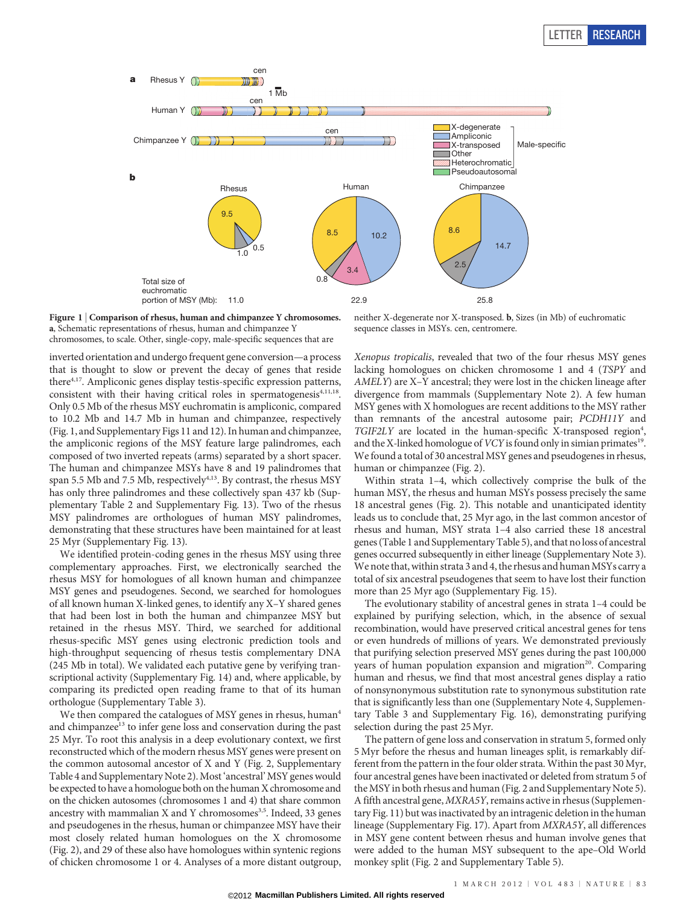**Figure 1 | Comparison of rhesus, human and chimpanzee Y chromosomes.** **a**, Schematic representations of rhesus, human and chimpanzee Y chromosomes, to scale. Other, single-copy, male-specific sequences that are neither X-degenerate nor X-transposed. **b**, Sizes (in Mb) of euchromatic sequence classes in MSYs. cen, centromere.

inverted orientation and undergo frequent gene conversion—a process that is thought to slow or prevent the decay of genes that reside there[4,17]. Ampliconic genes display testis-specific expression patterns, consistent with their having critical roles in spermatogenesis[4,11,18]. Only 0.5 Mb of the rhesus MSY euchromatin is ampliconic, compared to 10.2 Mb and 14.7 Mb in human and chimpanzee, respectively (Fig. 1, and Supplementary Figs 11 and 12). In human and chimpanzee, the ampliconic regions of the MSY feature large palindromes, each composed of two inverted repeats (arms) separated by a short spacer. The human and chimpanzee MSYs have 8 and 19 palindromes that span 5.5 Mb and 7.5 Mb, respectively[4,13]. By contrast, the rhesus MSY has only three palindromes and these collectively span 437 kb (Supplementary Table 2 and Supplementary Fig. 13). Two of the rhesus MSY palindromes are orthologues of human MSY palindromes, demonstrating that these structures have been maintained for at least 25 Myr (Supplementary Fig. 13).

We identified protein-coding genes in the rhesus MSY using three complementary approaches. First, we electronically searched the rhesus MSY for homologues of all known human and chimpanzee MSY genes and pseudogenes. Second, we searched for homologues of all known human X-linked genes, to identify any X–Y shared genes that had been lost in both the human and chimpanzee MSY but retained in the rhesus MSY. Third, we searched for additional rhesus-specific MSY genes using electronic prediction tools and high-throughput sequencing of rhesus testis complementary DNA (245 Mb in total). We validated each putative gene by verifying transcriptional activity (Supplementary Fig. 14) and, where applicable, by comparing its predicted open reading frame to that of its human orthologue (Supplementary Table 3).

We then compared the catalogues of MSY genes in rhesus, human[4] and chimpanzee[13] to infer gene loss and conservation during the past 25 Myr. To root this analysis in a deep evolutionary context, we first reconstructed which of the modern rhesus MSY genes were present on the common autosomal ancestor of X and Y (Fig. 2, Supplementary Table 4 and Supplementary Note 2). Most 'ancestral' MSY genes would be expected to have a homologue both on the human X chromosome and on the chicken autosomes (chromosomes 1 and 4) that share common ancestry with mammalian X and Y chromosomes[3,5]. Indeed, 33 genes and pseudogenes in the rhesus, human or chimpanzee MSY have their most closely related human homologues on the X chromosome (Fig. 2), and 29 of these also have homologues within syntenic regions of chicken chromosome 1 or 4. Analyses of a more distant outgroup, *Xenopus tropicalis*, revealed that two of the four rhesus MSY genes lacking homologues on chicken chromosome 1 and 4 (*TSPY* and *AMELY*) are X–Y ancestral; they were lost in the chicken lineage after divergence from mammals (Supplementary Note 2). A few human MSY genes with X homologues are recent additions to the MSY rather than remnants of the ancestral autosome pair; *PCDH11Y* and *TGIF2LY* are located in the human-specific X-transposed region[4], and the X-linked homologue of *VCY* is found only in simian primates[19]. We found a total of 30 ancestral MSY genes and pseudogenes in rhesus, human or chimpanzee (Fig. 2).

Within strata 1–4, which collectively comprise the bulk of the human MSY, the rhesus and human MSYs possess precisely the same 18 ancestral genes (Fig. 2). This notable and unanticipated identity leads us to conclude that, 25 Myr ago, in the last common ancestor of rhesus and human, MSY strata 1–4 also carried these 18 ancestral genes (Table 1 and Supplementary Table 5), and that no loss of ancestral genes occurred subsequently in either lineage (Supplementary Note 3). We note that, within strata 3 and 4, the rhesus and human MSYs carry a total of six ancestral pseudogenes that seem to have lost their function more than 25 Myr ago (Supplementary Fig. 15).

The evolutionary stability of ancestral genes in strata 1–4 could be explained by purifying selection, which, in the absence of sexual recombination, would have preserved critical ancestral genes for tens or even hundreds of millions of years. We demonstrated previously that purifying selection preserved MSY genes during the past 100,000 years of human population expansion and migration[20]. Comparing human and rhesus, we find that most ancestral genes display a ratio of nonsynonymous substitution rate to synonymous substitution rate that is significantly less than one (Supplementary Note 4, Supplementary Table 3 and Supplementary Fig. 16), demonstrating purifying selection during the past 25 Myr.

The pattern of gene loss and conservation in stratum 5, formed only 5 Myr before the rhesus and human lineages split, is remarkably different from the pattern in the four older strata. Within the past 30 Myr, four ancestral genes have been inactivated or deleted from stratum 5 of the MSY in both rhesus and human (Fig. 2 and Supplementary Note 5). A fifth ancestral gene, *MXRA5Y*, remains active in rhesus (Supplementary Fig. 11) but was inactivated by an intragenic deletion in the human lineage (Supplementary Fig. 17). Apart from *MXRA5Y*, all differences in MSY gene content between rhesus and human involve genes that were added to the human MSY subsequent to the ape–Old World monkey split (Fig. 2 and Supplementary Table 5).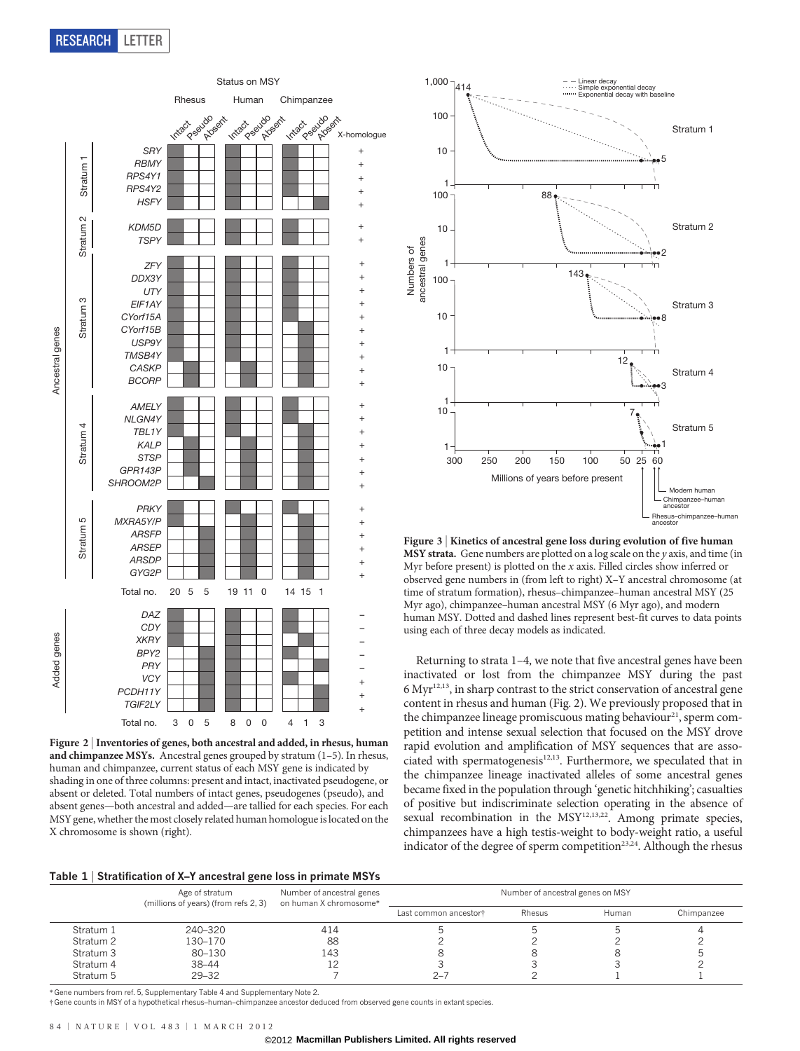**Figure 2 | Inventories of genes, both ancestral and added, in rhesus, human and chimpanzee MSYs.** Ancestral genes grouped by stratum (1–5). In rhesus, human and chimpanzee, current status of each MSY gene is indicated by shading in one of three columns: present and intact, inactivated pseudogene, or absent or deleted. Total numbers of intact genes, pseudogenes (pseudo), and absent genes—both ancestral and added—are tallied for each species. For each MSY gene, whether the most closely related human homologue is located on the X chromosome is shown (right).

**Figure 3 | Kinetics of ancestral gene loss during evolution of five human MSY strata.** Gene numbers are plotted on a log scale on the *y* axis, and time (in Myr before present) is plotted on the *x* axis. Filled circles show inferred or observed gene numbers in (from left to right) X–Y ancestral chromosome (at time of stratum formation), rhesus–chimpanzee–human ancestral MSY (25 Myr ago), chimpanzee–human ancestral MSY (6 Myr ago), and modern human MSY. Dotted and dashed lines represent best-fit curves to data points using each of three decay models as indicated.

Returning to strata 1–4, we note that five ancestral genes have been inactivated or lost from the chimpanzee MSY during the past 6 Myr[12,13], in sharp contrast to the strict conservation of ancestral gene content in rhesus and human (Fig. 2). We previously proposed that in the chimpanzee lineage promiscuous mating behaviour[21], sperm competition and intense sexual selection that focused on the MSY drove rapid evolution and amplification of MSY sequences that are associated with spermatogenesis[12,13]. Furthermore, we speculated that in the chimpanzee lineage inactivated alleles of some ancestral genes became fixed in the population through 'genetic hitchhiking'; casualties of positive but indiscriminate selection operating in the absence of sexual recombination in the MSY[12,13,22]. Among primate species, chimpanzees have a high testis-weight to body-weight ratio, a useful indicator of the degree of sperm competition[23,24]. Although the rhesus

**Table 1 | Stratification of X–Y ancestral gene loss in primate MSYs**

| | Age of stratum (millions of years) (from refs 2, 3) | Number of ancestral genes on human X chromosome* | Number of ancestral genes on MSY | | | |
|---|---|---|---|---|---|---|
| | | | Last common ancestor† | Rhesus | Human | Chimpanzee |
| Stratum 1 | 240–320 | 414 | 5 | 5 | 5 | 4 |
| Stratum 2 | 130–170 | 88 | 2 | 2 | 2 | 2 |
| Stratum 3 | 80–130 | 143 | 8 | 8 | 8 | 5 |
| Stratum 4 | 38–44 | 12 | 3 | 3 | 3 | 2 |
| Stratum 5 | 29–32 | 7 | 2–7 | 2 | 1 | 1 |

\* Gene numbers from ref. 5, Supplementary Table 4 and Supplementary Note 2.
† Gene counts in MSY of a hypothetical rhesus–human–chimpanzee ancestor deduced from observed gene counts in extant species.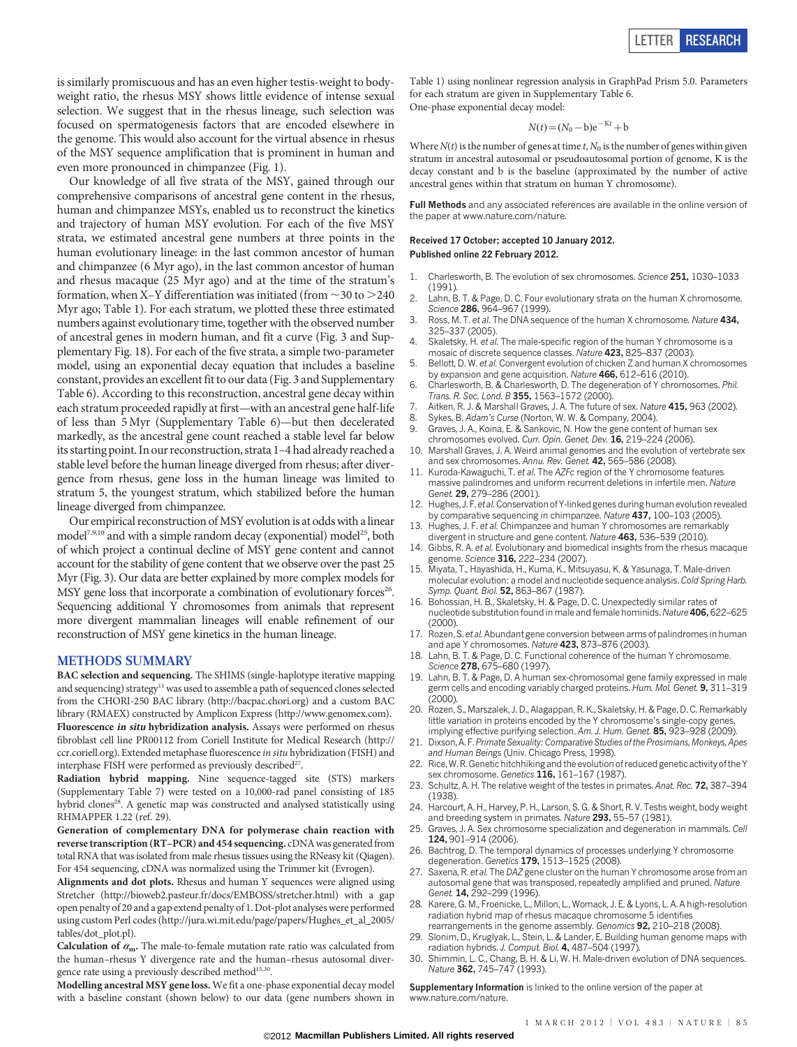is similarly promiscuous and has an even higher testis-weight to body-weight ratio, the rhesus MSY shows little evidence of intense sexual selection. We suggest that in the rhesus lineage, such selection was focused on spermatogenesis factors that are encoded elsewhere in the genome. This would also account for the virtual absence in rhesus of the MSY sequence amplification that is prominent in human and even more pronounced in chimpanzee (Fig. 1).

Our knowledge of all five strata of the MSY, gained through our comprehensive comparisons of ancestral gene content in the rhesus, human and chimpanzee MSYs, enabled us to reconstruct the kinetics and trajectory of human MSY evolution. For each of the five MSY strata, we estimated ancestral gene numbers at three points in the human evolutionary lineage: in the last common ancestor of human and chimpanzee (6 Myr ago), in the last common ancestor of human and rhesus macaque (25 Myr ago) and at the time of the stratum's formation, when X–Y differentiation was initiated (from ~30 to >240 Myr ago; Table 1). For each stratum, we plotted these three estimated numbers against evolutionary time, together with the observed number of ancestral genes in modern human, and fit a curve (Fig. 3 and Supplementary Fig. 18). For each of the five strata, a simple two-parameter model, using an exponential decay equation that includes a baseline constant, provides an excellent fit to our data (Fig. 3 and Supplementary Table 6). According to this reconstruction, ancestral gene decay within each stratum proceeded rapidly at first—with an ancestral gene half-life of less than 5 Myr (Supplementary Table 6)—but then decelerated markedly, as the ancestral gene count reached a stable level far below its starting point. In our reconstruction, strata 1–4 had already reached a stable level before the human lineage diverged from rhesus; after divergence from rhesus, gene loss in the human lineage was limited to stratum 5, the youngest stratum, which stabilized before the human lineage diverged from chimpanzee.

Our empirical reconstruction of MSY evolution is at odds with a linear model[7,9,10] and with a simple random decay (exponential) model[25], both of which project a continual decline of MSY gene content and cannot account for the stability of gene content that we observe over the past 25 Myr (Fig. 3). Our data are better explained by more complex models for MSY gene loss that incorporate a combination of evolutionary forces[26]. Sequencing additional Y chromosomes from animals that represent more divergent mammalian lineages will enable refinement of our reconstruction of MSY gene kinetics in the human lineage.

## METHODS SUMMARY

**BAC selection and sequencing.** The SHIMS (single-haplotype iterative mapping and sequencing) strategy[11] was used to assemble a path of sequenced clones selected from the CHORI-250 BAC library (http://bacpac.chori.org) and a custom BAC library (RMAEX) constructed by Amplicon Express (http://www.genomex.com).

**Fluorescence *in situ* hybridization analysis.** Assays were performed on rhesus fibroblast cell line PR00112 from Coriell Institute for Medical Research (http://ccr.coriell.org). Extended metaphase fluorescence *in situ* hybridization (FISH) and interphase FISH were performed as previously described[27].

**Radiation hybrid mapping.** Nine sequence-tagged site (STS) markers (Supplementary Table 7) were tested on a 10,000-rad panel consisting of 185 hybrid clones[28]. A genetic map was constructed and analysed statistically using RHMAPPER 1.22 (ref. 29).

**Generation of complementary DNA for polymerase chain reaction with reverse transcription (RT–PCR) and 454 sequencing.** cDNA was generated from total RNA that was isolated from male rhesus tissues using the RNeasy kit (Qiagen). For 454 sequencing, cDNA was normalized using the Trimmer kit (Evrogen).

**Alignments and dot plots.** Rhesus and human Y sequences were aligned using Stretcher (http://bioweb2.pasteur.fr/docs/EMBOSS/stretcher.html) with a gap open penalty of 20 and a gap extend penalty of 1. Dot-plot analyses were performed using custom Perl codes (http://jura.wi.mit.edu/page/papers/Hughes_et_al_2005/tables/dot_plot.pl).

**Calculation of $\alpha_m$.** The male-to-female mutation rate ratio was calculated from the human–rhesus Y divergence rate and the human–rhesus autosomal divergence rate using a previously described method[15,30].

**Modelling ancestral MSY gene loss.** We fit a one-phase exponential decay model with a baseline constant (shown below) to our data (gene numbers shown in Table 1) using nonlinear regression analysis in GraphPad Prism 5.0. Parameters for each stratum are given in Supplementary Table 6.

One-phase exponential decay model:

$$N(t) = (N_0 - b)e^{-Kt} + b$$

Where $N(t)$ is the number of genes at time $t$, $N_0$ is the number of genes within given stratum in ancestral autosomal or pseudoautosomal portion of genome, K is the decay constant and b is the baseline (approximated by the number of active ancestral genes within that stratum on human Y chromosome).

**Full Methods** and any associated references are available in the online version of the paper at www.nature.com/nature.

**Received 17 October; accepted 10 January 2012.**
**Published online 22 February 2012.**

1. Charlesworth, B. The evolution of sex chromosomes. *Science* **251,** 1030–1033 (1991).
2. Lahn, B. T. & Page, D. C. Four evolutionary strata on the human X chromosome. *Science* **286,** 964–967 (1999).
3. Ross, M. T. *et al.* The DNA sequence of the human X chromosome. *Nature* **434,** 325–337 (2005).
4. Skaletsky, H. *et al.* The male-specific region of the human Y chromosome is a mosaic of discrete sequence classes. *Nature* **423,** 825–837 (2003).
5. Bellott, D. W. *et al.* Convergent evolution of chicken Z and human X chromosomes by expansion and gene acquisition. *Nature* **466,** 612–616 (2010).
6. Charlesworth, B. & Charlesworth, D. The degeneration of Y chromosomes. *Phil. Trans. R. Soc. Lond. B* **355,** 1563–1572 (2000).
7. Aitken, R. J. & Marshall Graves, J. A. The future of sex. *Nature* **415,** 963 (2002).
8. Sykes, B. *Adam's Curse* (Norton, W. W. & Company, 2004).
9. Graves, J. A., Koina, E. & Sankovic, N. How the gene content of human sex chromosomes evolved. *Curr. Opin. Genet. Dev.* **16,** 219–224 (2006).
10. Marshall Graves, J. A. Weird animal genomes and the evolution of vertebrate sex and sex chromosomes. *Annu. Rev. Genet.* **42,** 565–586 (2008).
11. Kuroda-Kawaguchi, T. *et al.* The *AZFc* region of the Y chromosome features massive palindromes and uniform recurrent deletions in infertile men. *Nature Genet.* **29,** 279–286 (2001).
12. Hughes, J. F. *et al.* Conservation of Y-linked genes during human evolution revealed by comparative sequencing in chimpanzee. *Nature* **437,** 100–103 (2005).
13. Hughes, J. F. *et al.* Chimpanzee and human Y chromosomes are remarkably divergent in structure and gene content. *Nature* **463,** 536–539 (2010).
14. Gibbs, R. A. *et al.* Evolutionary and biomedical insights from the rhesus macaque genome. *Science* **316,** 222–234 (2007).
15. Miyata, T., Hayashida, H., Kuma, K., Mitsuyasu, K. & Yasunaga, T. Male-driven molecular evolution: a model and nucleotide sequence analysis. *Cold Spring Harb. Symp. Quant. Biol.* **52,** 863–867 (1987).
16. Bohossian, H. B., Skaletsky, H. & Page, D. C. Unexpectedly similar rates of nucleotide substitution found in male and female hominids. *Nature* **406,** 622–625 (2000).
17. Rozen, S. *et al.* Abundant gene conversion between arms of palindromes in human and ape Y chromosomes. *Nature* **423,** 873–876 (2003).
18. Lahn, B. T. & Page, D. C. Functional coherence of the human Y chromosome. *Science* **278,** 675–680 (1997).
19. Lahn, B. T. & Page, D. A human sex-chromosomal gene family expressed in male germ cells and encoding variably charged proteins. *Hum. Mol. Genet.* **9,** 311–319 (2000).
20. Rozen, S., Marszalek, J. D., Alagappan, R. K., Skaletsky, H. & Page, D. C. Remarkably little variation in proteins encoded by the Y chromosome's single-copy genes, implying effective purifying selection. *Am. J. Hum. Genet.* **85,** 923–928 (2009).
21. Dixson, A. F. *Primate Sexuality: Comparative Studies of the Prosimians, Monkeys, Apes and Human Beings* (Univ. Chicago Press, 1998).
22. Rice, W. R. Genetic hitchhiking and the evolution of reduced genetic activity of the Y sex chromosome. *Genetics* **116,** 161–167 (1987).
23. Schultz, A. H. The relative weight of the testes in primates. *Anat. Rec.* **72,** 387–394 (1938).
24. Harcourt, A. H., Harvey, P. H., Larson, S. G. & Short, R. V. Testis weight, body weight and breeding system in primates. *Nature* **293,** 55–57 (1981).
25. Graves, J. A. Sex chromosome specialization and degeneration in mammals. *Cell* **124,** 901–914 (2006).
26. Bachtrog, D. The temporal dynamics of processes underlying Y chromosome degeneration. *Genetics* **179,** 1513–1525 (2008).
27. Saxena, R. *et al.* The *DAZ* gene cluster on the human Y chromosome arose from an autosomal gene that was transposed, repeatedly amplified and pruned. *Nature Genet.* **14,** 292–299 (1996).
28. Karere, G. M., Froenicke, L., Millon, L., Womack, J. E. & Lyons, L. A. A high-resolution radiation hybrid map of rhesus macaque chromosome 5 identifies rearrangements in the genome assembly. *Genomics* **92,** 210–218 (2008).
29. Slonim, D., Kruglyak, L., Stein, L. & Lander, E. Building human genome maps with radiation hybrids. *J. Comput. Biol.* **4,** 487–504 (1997).
30. Shimmin, L. C., Chang, B. H. & Li, W. H. Male-driven evolution of DNA sequences. *Nature* **362,** 745–747 (1993).

**Supplementary Information** is linked to the online version of the paper at www.nature.com/nature.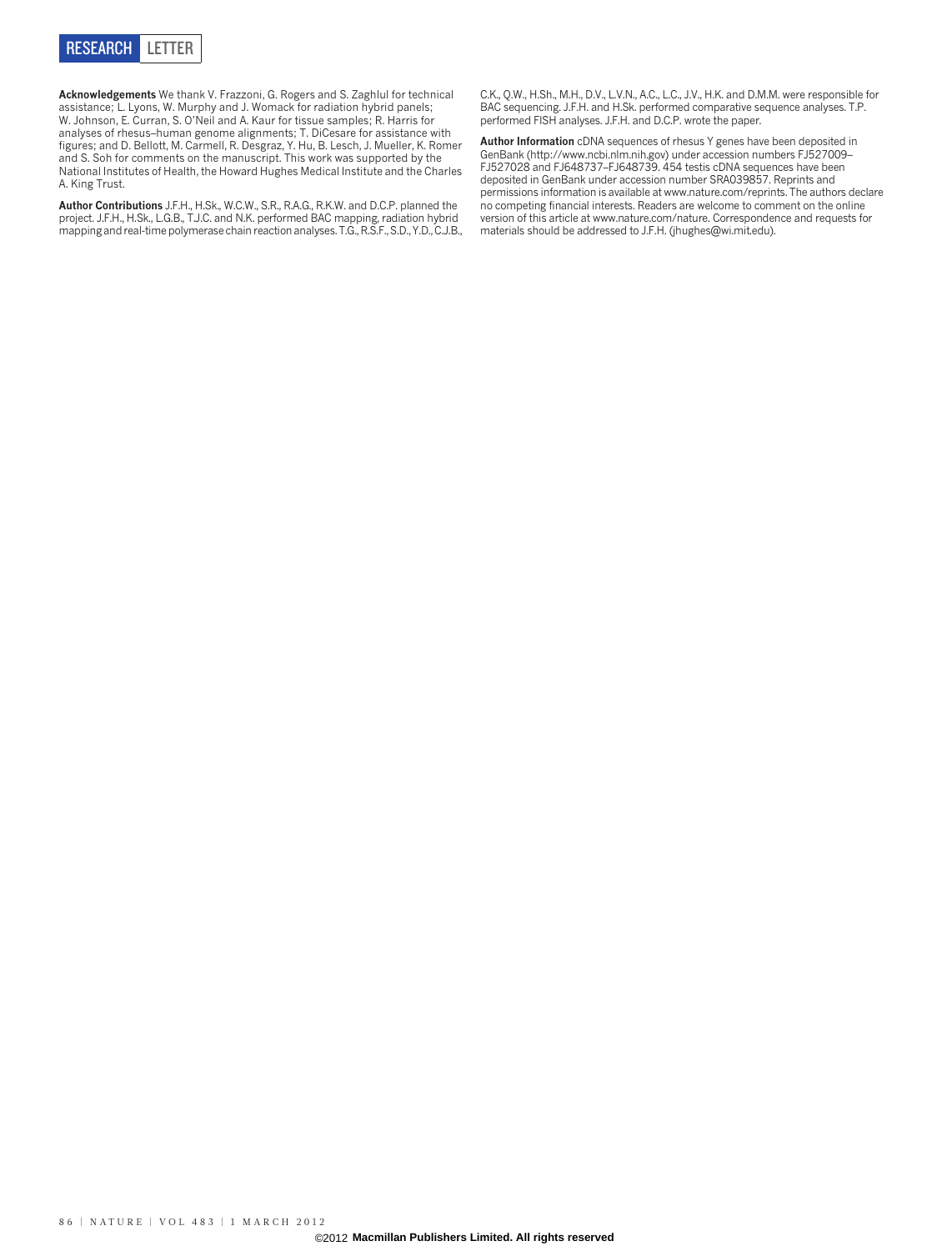**Acknowledgements** We thank V. Frazzoni, G. Rogers and S. Zaghlul for technical assistance; L. Lyons, W. Murphy and J. Womack for radiation hybrid panels; W. Johnson, E. Curran, S. O'Neil and A. Kaur for tissue samples; R. Harris for analyses of rhesus–human genome alignments; T. DiCesare for assistance with figures; and D. Bellott, M. Carmell, R. Desgraz, Y. Hu, B. Lesch, J. Mueller, K. Romer and S. Soh for comments on the manuscript. This work was supported by the National Institutes of Health, the Howard Hughes Medical Institute and the Charles A. King Trust.

**Author Contributions** J.F.H., H.Sk., W.C.W., S.R., R.A.G., R.K.W. and D.C.P. planned the project. J.F.H., H.Sk., L.G.B., T.J.C. and N.K. performed BAC mapping, radiation hybrid mapping and real-time polymerase chain reaction analyses. T.G., R.S.F., S.D., Y.D., C.J.B., C.K., Q.W., H.Sh., M.H., D.V., L.V.N., A.C., L.C., J.V., H.K. and D.M.M. were responsible for BAC sequencing. J.F.H. and H.Sk. performed comparative sequence analyses. T.P. performed FISH analyses. J.F.H. and D.C.P. wrote the paper.

**Author Information** cDNA sequences of rhesus Y genes have been deposited in GenBank (http://www.ncbi.nlm.nih.gov) under accession numbers FJ527009–FJ527028 and FJ648737–FJ648739. 454 testis cDNA sequences have been deposited in GenBank under accession number SRA039857. Reprints and permissions information is available at www.nature.com/reprints. The authors declare no competing financial interests. Readers are welcome to comment on the online version of this article at www.nature.com/nature. Correspondence and requests for materials should be addressed to J.F.H. (jhughes@wi.mit.edu).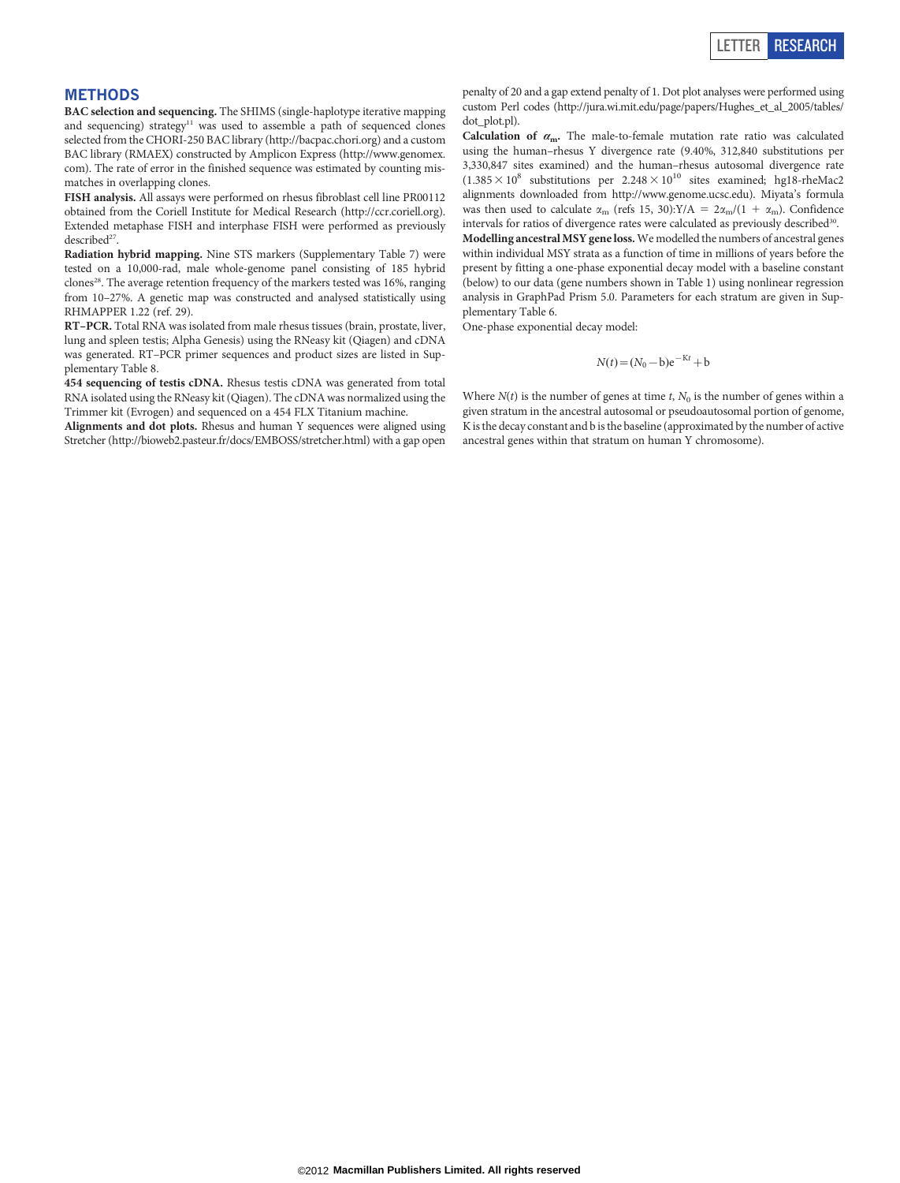## METHODS

**BAC selection and sequencing.** The SHIMS (single-haplotype iterative mapping and sequencing) strategy[11] was used to assemble a path of sequenced clones selected from the CHORI-250 BAC library (http://bacpac.chori.org) and a custom BAC library (RMAEX) constructed by Amplicon Express (http://www.genomex.com). The rate of error in the finished sequence was estimated by counting mismatches in overlapping clones.

**FISH analysis.** All assays were performed on rhesus fibroblast cell line PR00112 obtained from the Coriell Institute for Medical Research (http://ccr.coriell.org). Extended metaphase FISH and interphase FISH were performed as previously described[27].

**Radiation hybrid mapping.** Nine STS markers (Supplementary Table 7) were tested on a 10,000-rad, male whole-genome panel consisting of 185 hybrid clones[28]. The average retention frequency of the markers tested was 16%, ranging from 10–27%. A genetic map was constructed and analysed statistically using RHMAPPER 1.22 (ref. 29).

**RT–PCR.** Total RNA was isolated from male rhesus tissues (brain, prostate, liver, lung and spleen testis; Alpha Genesis) using the RNeasy kit (Qiagen) and cDNA was generated. RT–PCR primer sequences and product sizes are listed in Supplementary Table 8.

**454 sequencing of testis cDNA.** Rhesus testis cDNA was generated from total RNA isolated using the RNeasy kit (Qiagen). The cDNA was normalized using the Trimmer kit (Evrogen) and sequenced on a 454 FLX Titanium machine.

**Alignments and dot plots.** Rhesus and human Y sequences were aligned using Stretcher (http://bioweb2.pasteur.fr/docs/EMBOSS/stretcher.html) with a gap open penalty of 20 and a gap extend penalty of 1. Dot plot analyses were performed using custom Perl codes (http://jura.wi.mit.edu/page/papers/Hughes_et_al_2005/tables/dot_plot.pl).

**Calculation of $\alpha_m$.** The male-to-female mutation rate ratio was calculated using the human–rhesus Y divergence rate (9.40%, 312,840 substitutions per 3,330,847 sites examined) and the human–rhesus autosomal divergence rate ($1.385 \times 10^8$ substitutions per $2.248 \times 10^{10}$ sites examined; hg18-rheMac2 alignments downloaded from http://www.genome.ucsc.edu). Miyata's formula was then used to calculate $\alpha_m$ (refs 15, 30):$Y/A = 2\alpha_m/(1 + \alpha_m)$. Confidence intervals for ratios of divergence rates were calculated as previously described[30].

**Modelling ancestral MSY gene loss.** We modelled the numbers of ancestral genes within individual MSY strata as a function of time in millions of years before the present by fitting a one-phase exponential decay model with a baseline constant (below) to our data (gene numbers shown in Table 1) using nonlinear regression analysis in GraphPad Prism 5.0. Parameters for each stratum are given in Supplementary Table 6.

One-phase exponential decay model:

$$N(t) = (N_0 - \mathrm{b})e^{-\mathrm{K}t} + \mathrm{b}$$

Where $N(t)$ is the number of genes at time $t$, $N_0$ is the number of genes within a given stratum in the ancestral autosomal or pseudoautosomal portion of genome, K is the decay constant and b is the baseline (approximated by the number of active ancestral genes within that stratum on human Y chromosome).